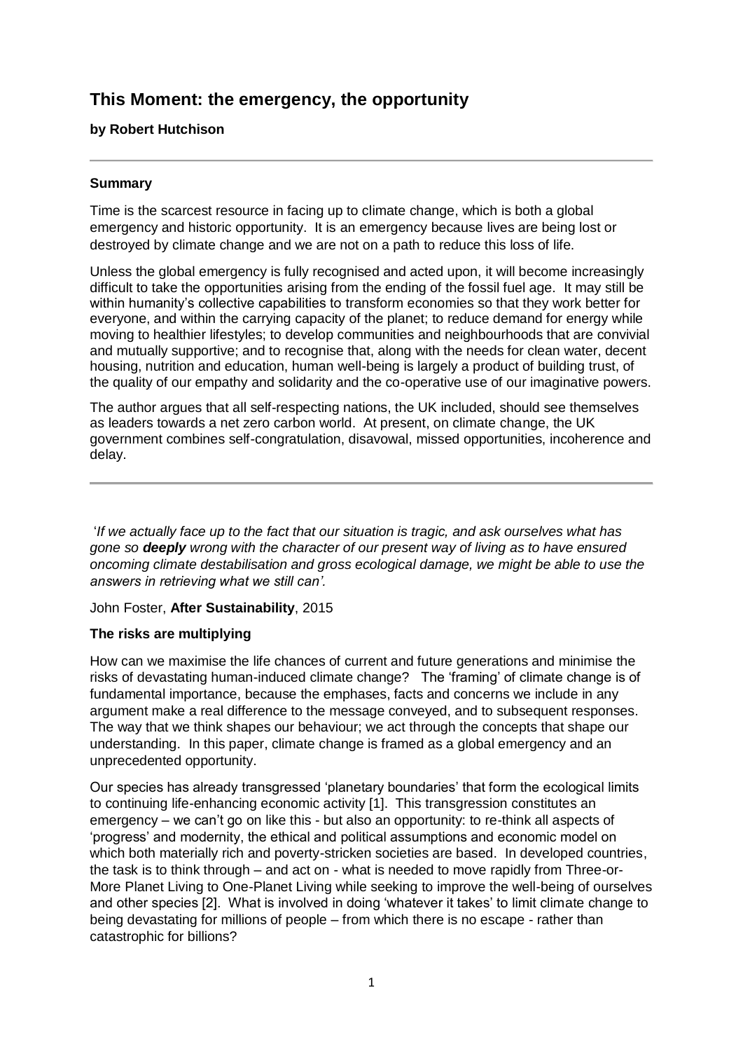# This Moment: the emergency, the opportunity

**by Robert Hutchison**

---

**Summary**

Time is the scarcest resource in facing up to climate change, which is both a global emergency and historic opportunity. It is an emergency because lives are being lost or destroyed by climate change and we are not on a path to reduce this loss of life.

Unless the global emergency is fully recognised and acted upon, it will become increasingly difficult to take the opportunities arising from the ending of the fossil fuel age. It may still be within humanity's collective capabilities to transform economies so that they work better for everyone, and within the carrying capacity of the planet; to reduce demand for energy while moving to healthier lifestyles; to develop communities and neighbourhoods that are convivial and mutually supportive; and to recognise that, along with the needs for clean water, decent housing, nutrition and education, human well-being is largely a product of building trust, of the quality of our empathy and solidarity and the co-operative use of our imaginative powers.

The author argues that all self-respecting nations, the UK included, should see themselves as leaders towards a net zero carbon world. At present, on climate change, the UK government combines self-congratulation, disavowal, missed opportunities, incoherence and delay.

---

'*If we actually face up to the fact that our situation is tragic, and ask ourselves what has gone so **deeply** wrong with the character of our present way of living as to have ensured oncoming climate destabilisation and gross ecological damage, we might be able to use the answers in retrieving what we still can'.*

John Foster, **After Sustainability**, 2015

**The risks are multiplying**

How can we maximise the life chances of current and future generations and minimise the risks of devastating human-induced climate change? The 'framing' of climate change is of fundamental importance, because the emphases, facts and concerns we include in any argument make a real difference to the message conveyed, and to subsequent responses. The way that we think shapes our behaviour; we act through the concepts that shape our understanding. In this paper, climate change is framed as a global emergency and an unprecedented opportunity.

Our species has already transgressed 'planetary boundaries' that form the ecological limits to continuing life-enhancing economic activity [1]. This transgression constitutes an emergency – we can't go on like this - but also an opportunity: to re-think all aspects of 'progress' and modernity, the ethical and political assumptions and economic model on which both materially rich and poverty-stricken societies are based. In developed countries, the task is to think through – and act on - what is needed to move rapidly from Three-or-More Planet Living to One-Planet Living while seeking to improve the well-being of ourselves and other species [2]. What is involved in doing 'whatever it takes' to limit climate change to being devastating for millions of people – from which there is no escape - rather than catastrophic for billions?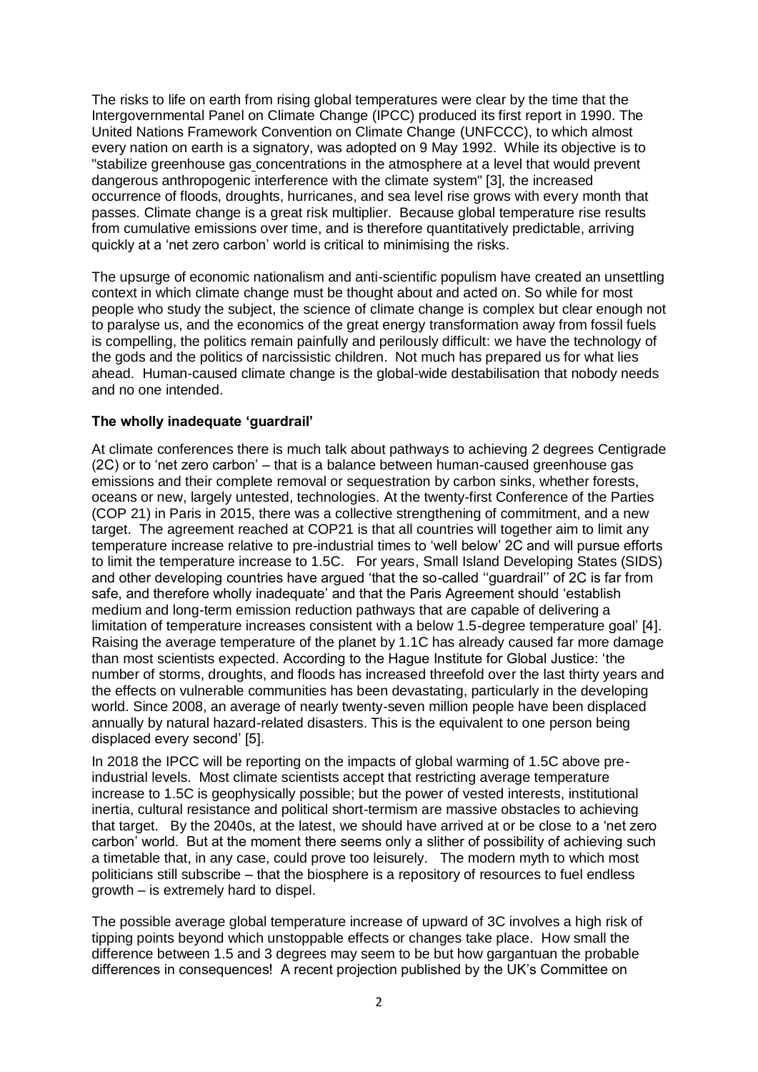The risks to life on earth from rising global temperatures were clear by the time that the Intergovernmental Panel on Climate Change (IPCC) produced its first report in 1990. The United Nations Framework Convention on Climate Change (UNFCCC), to which almost every nation on earth is a signatory, was adopted on 9 May 1992. While its objective is to "stabilize greenhouse gas concentrations in the atmosphere at a level that would prevent dangerous anthropogenic interference with the climate system" [3], the increased occurrence of floods, droughts, hurricanes, and sea level rise grows with every month that passes. Climate change is a great risk multiplier. Because global temperature rise results from cumulative emissions over time, and is therefore quantitatively predictable, arriving quickly at a 'net zero carbon' world is critical to minimising the risks.

The upsurge of economic nationalism and anti-scientific populism have created an unsettling context in which climate change must be thought about and acted on. So while for most people who study the subject, the science of climate change is complex but clear enough not to paralyse us, and the economics of the great energy transformation away from fossil fuels is compelling, the politics remain painfully and perilously difficult: we have the technology of the gods and the politics of narcissistic children. Not much has prepared us for what lies ahead. Human-caused climate change is the global-wide destabilisation that nobody needs and no one intended.

**The wholly inadequate 'guardrail'**

At climate conferences there is much talk about pathways to achieving 2 degrees Centigrade (2C) or to 'net zero carbon' – that is a balance between human-caused greenhouse gas emissions and their complete removal or sequestration by carbon sinks, whether forests, oceans or new, largely untested, technologies. At the twenty-first Conference of the Parties (COP 21) in Paris in 2015, there was a collective strengthening of commitment, and a new target. The agreement reached at COP21 is that all countries will together aim to limit any temperature increase relative to pre-industrial times to 'well below' 2C and will pursue efforts to limit the temperature increase to 1.5C. For years, Small Island Developing States (SIDS) and other developing countries have argued 'that the so-called ''guardrail'' of 2C is far from safe, and therefore wholly inadequate' and that the Paris Agreement should 'establish medium and long-term emission reduction pathways that are capable of delivering a limitation of temperature increases consistent with a below 1.5-degree temperature goal' [4]. Raising the average temperature of the planet by 1.1C has already caused far more damage than most scientists expected. According to the Hague Institute for Global Justice: 'the number of storms, droughts, and floods has increased threefold over the last thirty years and the effects on vulnerable communities has been devastating, particularly in the developing world. Since 2008, an average of nearly twenty-seven million people have been displaced annually by natural hazard-related disasters. This is the equivalent to one person being displaced every second' [5].

In 2018 the IPCC will be reporting on the impacts of global warming of 1.5C above pre-industrial levels. Most climate scientists accept that restricting average temperature increase to 1.5C is geophysically possible; but the power of vested interests, institutional inertia, cultural resistance and political short-termism are massive obstacles to achieving that target. By the 2040s, at the latest, we should have arrived at or be close to a 'net zero carbon' world. But at the moment there seems only a slither of possibility of achieving such a timetable that, in any case, could prove too leisurely. The modern myth to which most politicians still subscribe – that the biosphere is a repository of resources to fuel endless growth – is extremely hard to dispel.

The possible average global temperature increase of upward of 3C involves a high risk of tipping points beyond which unstoppable effects or changes take place. How small the difference between 1.5 and 3 degrees may seem to be but how gargantuan the probable differences in consequences! A recent projection published by the UK's Committee on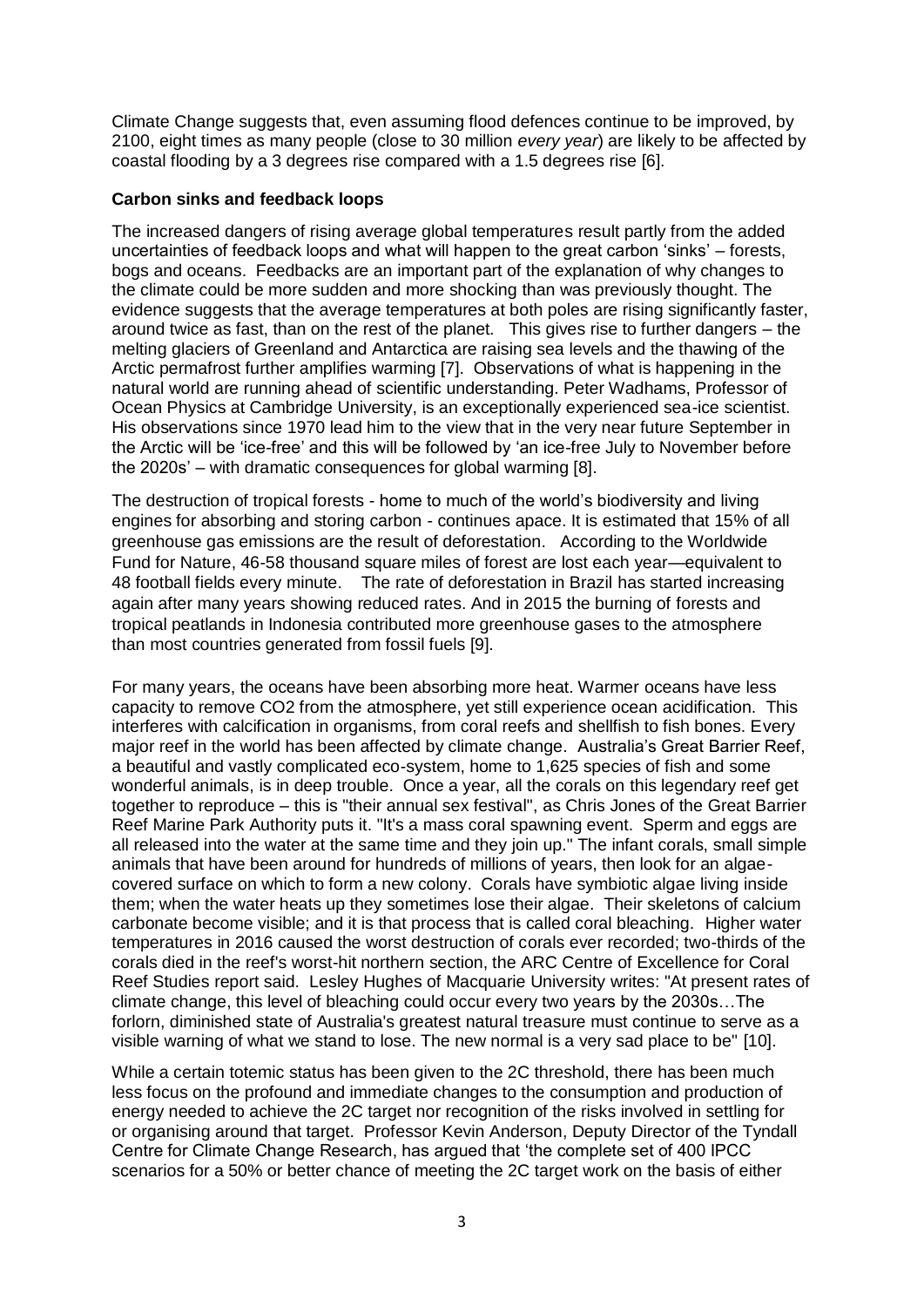Climate Change suggests that, even assuming flood defences continue to be improved, by 2100, eight times as many people (close to 30 million *every year*) are likely to be affected by coastal flooding by a 3 degrees rise compared with a 1.5 degrees rise [6].

**Carbon sinks and feedback loops**

The increased dangers of rising average global temperatures result partly from the added uncertainties of feedback loops and what will happen to the great carbon 'sinks' – forests, bogs and oceans. Feedbacks are an important part of the explanation of why changes to the climate could be more sudden and more shocking than was previously thought. The evidence suggests that the average temperatures at both poles are rising significantly faster, around twice as fast, than on the rest of the planet. This gives rise to further dangers – the melting glaciers of Greenland and Antarctica are raising sea levels and the thawing of the Arctic permafrost further amplifies warming [7]. Observations of what is happening in the natural world are running ahead of scientific understanding. Peter Wadhams, Professor of Ocean Physics at Cambridge University, is an exceptionally experienced sea-ice scientist. His observations since 1970 lead him to the view that in the very near future September in the Arctic will be 'ice-free' and this will be followed by 'an ice-free July to November before the 2020s' – with dramatic consequences for global warming [8].

The destruction of tropical forests - home to much of the world's biodiversity and living engines for absorbing and storing carbon - continues apace. It is estimated that 15% of all greenhouse gas emissions are the result of deforestation. According to the Worldwide Fund for Nature, 46-58 thousand square miles of forest are lost each year—equivalent to 48 football fields every minute. The rate of deforestation in Brazil has started increasing again after many years showing reduced rates. And in 2015 the burning of forests and tropical peatlands in Indonesia contributed more greenhouse gases to the atmosphere than most countries generated from fossil fuels [9].

For many years, the oceans have been absorbing more heat. Warmer oceans have less capacity to remove $CO_2$ from the atmosphere, yet still experience ocean acidification. This interferes with calcification in organisms, from coral reefs and shellfish to fish bones. Every major reef in the world has been affected by climate change. Australia's Great Barrier Reef, a beautiful and vastly complicated eco-system, home to 1,625 species of fish and some wonderful animals, is in deep trouble. Once a year, all the corals on this legendary reef get together to reproduce – this is "their annual sex festival", as Chris Jones of the Great Barrier Reef Marine Park Authority puts it. "It's a mass coral spawning event. Sperm and eggs are all released into the water at the same time and they join up." The infant corals, small simple animals that have been around for hundreds of millions of years, then look for an algae-covered surface on which to form a new colony. Corals have symbiotic algae living inside them; when the water heats up they sometimes lose their algae. Their skeletons of calcium carbonate become visible; and it is that process that is called coral bleaching. Higher water temperatures in 2016 caused the worst destruction of corals ever recorded; two-thirds of the corals died in the reef's worst-hit northern section, the ARC Centre of Excellence for Coral Reef Studies report said. Lesley Hughes of Macquarie University writes: "At present rates of climate change, this level of bleaching could occur every two years by the 2030s…The forlorn, diminished state of Australia's greatest natural treasure must continue to serve as a visible warning of what we stand to lose. The new normal is a very sad place to be" [10].

While a certain totemic status has been given to the 2C threshold, there has been much less focus on the profound and immediate changes to the consumption and production of energy needed to achieve the 2C target nor recognition of the risks involved in settling for or organising around that target. Professor Kevin Anderson, Deputy Director of the Tyndall Centre for Climate Change Research, has argued that 'the complete set of 400 IPCC scenarios for a 50% or better chance of meeting the 2C target work on the basis of either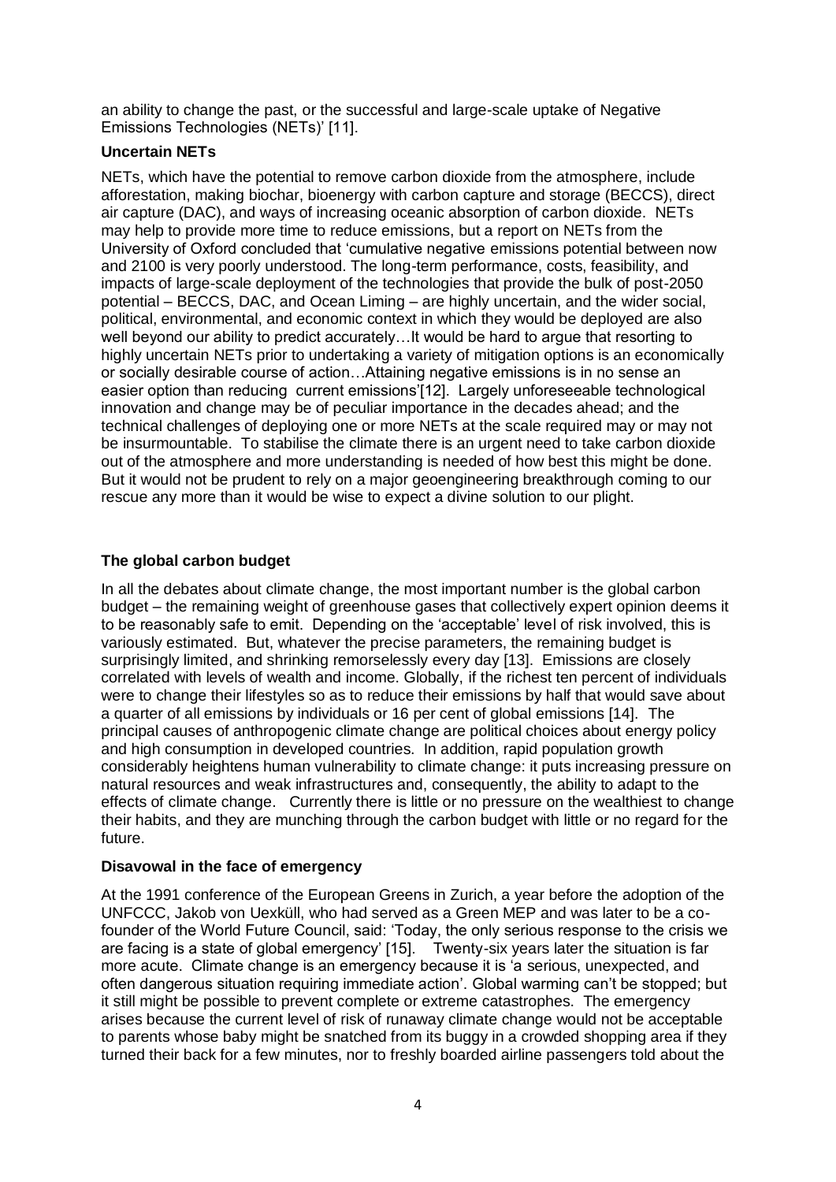an ability to change the past, or the successful and large-scale uptake of Negative Emissions Technologies (NETs)' [11].

**Uncertain NETs**

NETs, which have the potential to remove carbon dioxide from the atmosphere, include afforestation, making biochar, bioenergy with carbon capture and storage (BECCS), direct air capture (DAC), and ways of increasing oceanic absorption of carbon dioxide. NETs may help to provide more time to reduce emissions, but a report on NETs from the University of Oxford concluded that 'cumulative negative emissions potential between now and 2100 is very poorly understood. The long-term performance, costs, feasibility, and impacts of large-scale deployment of the technologies that provide the bulk of post-2050 potential – BECCS, DAC, and Ocean Liming – are highly uncertain, and the wider social, political, environmental, and economic context in which they would be deployed are also well beyond our ability to predict accurately…It would be hard to argue that resorting to highly uncertain NETs prior to undertaking a variety of mitigation options is an economically or socially desirable course of action…Attaining negative emissions is in no sense an easier option than reducing current emissions'[12]. Largely unforeseeable technological innovation and change may be of peculiar importance in the decades ahead; and the technical challenges of deploying one or more NETs at the scale required may or may not be insurmountable. To stabilise the climate there is an urgent need to take carbon dioxide out of the atmosphere and more understanding is needed of how best this might be done. But it would not be prudent to rely on a major geoengineering breakthrough coming to our rescue any more than it would be wise to expect a divine solution to our plight.

**The global carbon budget**

In all the debates about climate change, the most important number is the global carbon budget – the remaining weight of greenhouse gases that collectively expert opinion deems it to be reasonably safe to emit. Depending on the 'acceptable' level of risk involved, this is variously estimated. But, whatever the precise parameters, the remaining budget is surprisingly limited, and shrinking remorselessly every day [13]. Emissions are closely correlated with levels of wealth and income. Globally, if the richest ten percent of individuals were to change their lifestyles so as to reduce their emissions by half that would save about a quarter of all emissions by individuals or 16 per cent of global emissions [14]. The principal causes of anthropogenic climate change are political choices about energy policy and high consumption in developed countries. In addition, rapid population growth considerably heightens human vulnerability to climate change: it puts increasing pressure on natural resources and weak infrastructures and, consequently, the ability to adapt to the effects of climate change. Currently there is little or no pressure on the wealthiest to change their habits, and they are munching through the carbon budget with little or no regard for the future.

**Disavowal in the face of emergency**

At the 1991 conference of the European Greens in Zurich, a year before the adoption of the UNFCCC, Jakob von Uexküll, who had served as a Green MEP and was later to be a co-founder of the World Future Council, said: 'Today, the only serious response to the crisis we are facing is a state of global emergency' [15]. Twenty-six years later the situation is far more acute. Climate change is an emergency because it is 'a serious, unexpected, and often dangerous situation requiring immediate action'. Global warming can't be stopped; but it still might be possible to prevent complete or extreme catastrophes. The emergency arises because the current level of risk of runaway climate change would not be acceptable to parents whose baby might be snatched from its buggy in a crowded shopping area if they turned their back for a few minutes, nor to freshly boarded airline passengers told about the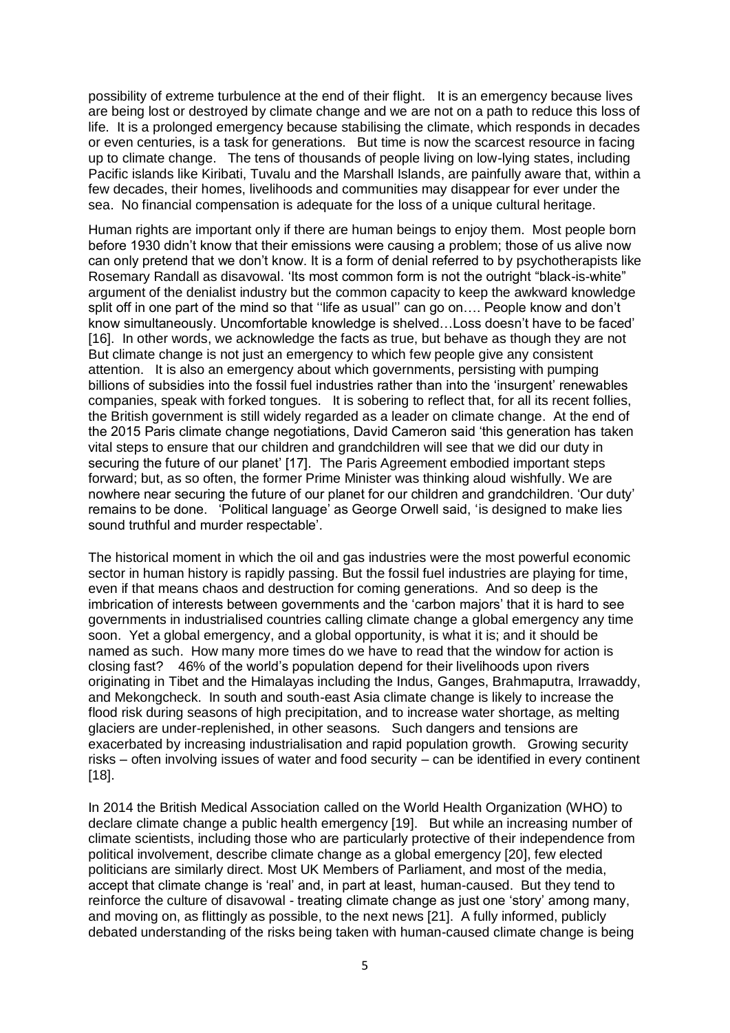possibility of extreme turbulence at the end of their flight. It is an emergency because lives are being lost or destroyed by climate change and we are not on a path to reduce this loss of life. It is a prolonged emergency because stabilising the climate, which responds in decades or even centuries, is a task for generations. But time is now the scarcest resource in facing up to climate change. The tens of thousands of people living on low-lying states, including Pacific islands like Kiribati, Tuvalu and the Marshall Islands, are painfully aware that, within a few decades, their homes, livelihoods and communities may disappear for ever under the sea. No financial compensation is adequate for the loss of a unique cultural heritage.

Human rights are important only if there are human beings to enjoy them. Most people born before 1930 didn't know that their emissions were causing a problem; those of us alive now can only pretend that we don't know. It is a form of denial referred to by psychotherapists like Rosemary Randall as disavowal. 'Its most common form is not the outright "black-is-white" argument of the denialist industry but the common capacity to keep the awkward knowledge split off in one part of the mind so that ''life as usual'' can go on…. People know and don't know simultaneously. Uncomfortable knowledge is shelved…Loss doesn't have to be faced' [16]. In other words, we acknowledge the facts as true, but behave as though they are not But climate change is not just an emergency to which few people give any consistent attention. It is also an emergency about which governments, persisting with pumping billions of subsidies into the fossil fuel industries rather than into the 'insurgent' renewables companies, speak with forked tongues. It is sobering to reflect that, for all its recent follies, the British government is still widely regarded as a leader on climate change. At the end of the 2015 Paris climate change negotiations, David Cameron said 'this generation has taken vital steps to ensure that our children and grandchildren will see that we did our duty in securing the future of our planet' [17]. The Paris Agreement embodied important steps forward; but, as so often, the former Prime Minister was thinking aloud wishfully. We are nowhere near securing the future of our planet for our children and grandchildren. 'Our duty' remains to be done. 'Political language' as George Orwell said, 'is designed to make lies sound truthful and murder respectable'.

The historical moment in which the oil and gas industries were the most powerful economic sector in human history is rapidly passing. But the fossil fuel industries are playing for time, even if that means chaos and destruction for coming generations. And so deep is the imbrication of interests between governments and the 'carbon majors' that it is hard to see governments in industrialised countries calling climate change a global emergency any time soon. Yet a global emergency, and a global opportunity, is what it is; and it should be named as such. How many more times do we have to read that the window for action is closing fast? 46% of the world's population depend for their livelihoods upon rivers originating in Tibet and the Himalayas including the Indus, Ganges, Brahmaputra, Irrawaddy, and Mekongcheck. In south and south-east Asia climate change is likely to increase the flood risk during seasons of high precipitation, and to increase water shortage, as melting glaciers are under-replenished, in other seasons. Such dangers and tensions are exacerbated by increasing industrialisation and rapid population growth. Growing security risks – often involving issues of water and food security – can be identified in every continent [18].

In 2014 the British Medical Association called on the World Health Organization (WHO) to declare climate change a public health emergency [19]. But while an increasing number of climate scientists, including those who are particularly protective of their independence from political involvement, describe climate change as a global emergency [20], few elected politicians are similarly direct. Most UK Members of Parliament, and most of the media, accept that climate change is 'real' and, in part at least, human-caused. But they tend to reinforce the culture of disavowal - treating climate change as just one 'story' among many, and moving on, as flittingly as possible, to the next news [21]. A fully informed, publicly debated understanding of the risks being taken with human-caused climate change is being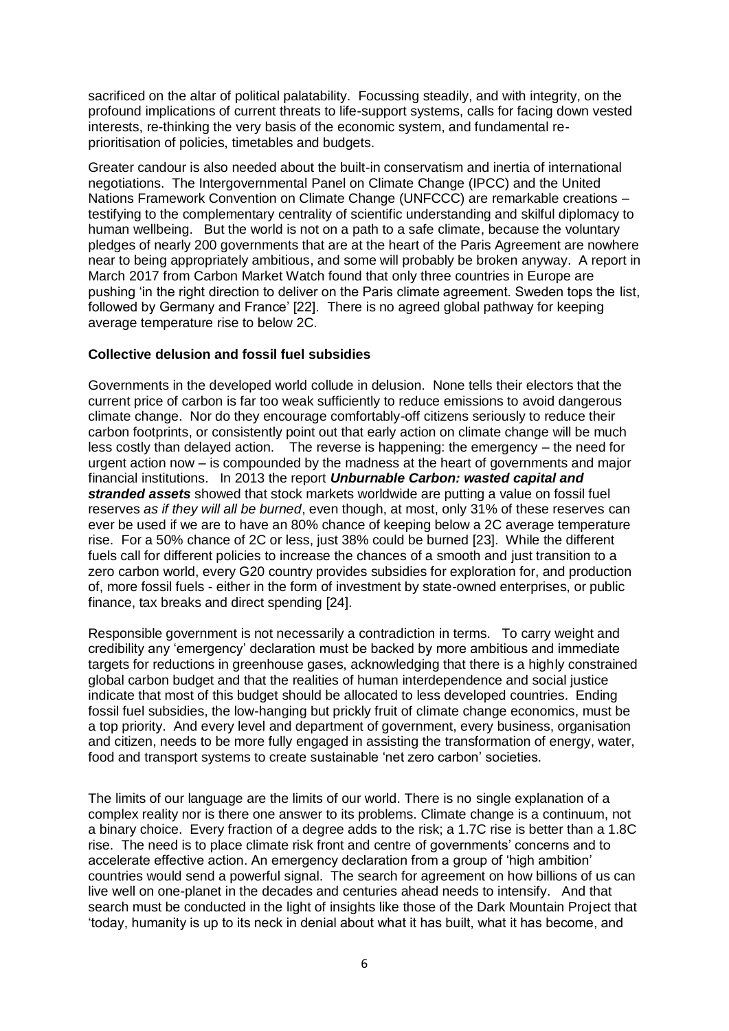sacrificed on the altar of political palatability. Focussing steadily, and with integrity, on the profound implications of current threats to life-support systems, calls for facing down vested interests, re-thinking the very basis of the economic system, and fundamental re-prioritisation of policies, timetables and budgets.

Greater candour is also needed about the built-in conservatism and inertia of international negotiations. The Intergovernmental Panel on Climate Change (IPCC) and the United Nations Framework Convention on Climate Change (UNFCCC) are remarkable creations – testifying to the complementary centrality of scientific understanding and skilful diplomacy to human wellbeing. But the world is not on a path to a safe climate, because the voluntary pledges of nearly 200 governments that are at the heart of the Paris Agreement are nowhere near to being appropriately ambitious, and some will probably be broken anyway. A report in March 2017 from Carbon Market Watch found that only three countries in Europe are pushing 'in the right direction to deliver on the Paris climate agreement. Sweden tops the list, followed by Germany and France' [22]. There is no agreed global pathway for keeping average temperature rise to below 2C.

**Collective delusion and fossil fuel subsidies**

Governments in the developed world collude in delusion. None tells their electors that the current price of carbon is far too weak sufficiently to reduce emissions to avoid dangerous climate change. Nor do they encourage comfortably-off citizens seriously to reduce their carbon footprints, or consistently point out that early action on climate change will be much less costly than delayed action. The reverse is happening: the emergency – the need for urgent action now – is compounded by the madness at the heart of governments and major financial institutions. In 2013 the report ***Unburnable Carbon: wasted capital and stranded assets*** showed that stock markets worldwide are putting a value on fossil fuel reserves *as if they will all be burned*, even though, at most, only 31% of these reserves can ever be used if we are to have an 80% chance of keeping below a 2C average temperature rise. For a 50% chance of 2C or less, just 38% could be burned [23]. While the different fuels call for different policies to increase the chances of a smooth and just transition to a zero carbon world, every G20 country provides subsidies for exploration for, and production of, more fossil fuels - either in the form of investment by state-owned enterprises, or public finance, tax breaks and direct spending [24].

Responsible government is not necessarily a contradiction in terms. To carry weight and credibility any 'emergency' declaration must be backed by more ambitious and immediate targets for reductions in greenhouse gases, acknowledging that there is a highly constrained global carbon budget and that the realities of human interdependence and social justice indicate that most of this budget should be allocated to less developed countries. Ending fossil fuel subsidies, the low-hanging but prickly fruit of climate change economics, must be a top priority. And every level and department of government, every business, organisation and citizen, needs to be more fully engaged in assisting the transformation of energy, water, food and transport systems to create sustainable 'net zero carbon' societies.

The limits of our language are the limits of our world. There is no single explanation of a complex reality nor is there one answer to its problems. Climate change is a continuum, not a binary choice. Every fraction of a degree adds to the risk; a 1.7C rise is better than a 1.8C rise. The need is to place climate risk front and centre of governments' concerns and to accelerate effective action. An emergency declaration from a group of 'high ambition' countries would send a powerful signal. The search for agreement on how billions of us can live well on one-planet in the decades and centuries ahead needs to intensify. And that search must be conducted in the light of insights like those of the Dark Mountain Project that 'today, humanity is up to its neck in denial about what it has built, what it has become, and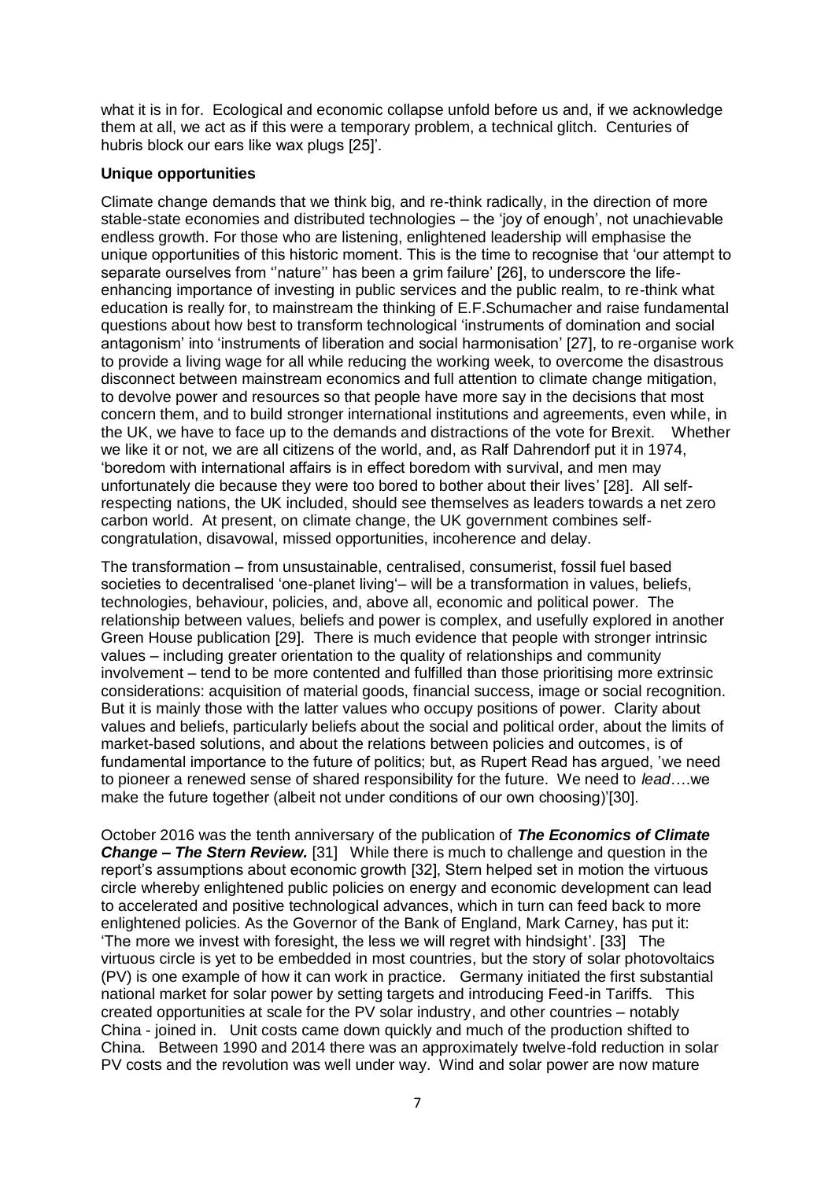what it is in for. Ecological and economic collapse unfold before us and, if we acknowledge them at all, we act as if this were a temporary problem, a technical glitch. Centuries of hubris block our ears like wax plugs [25]'.

**Unique opportunities**

Climate change demands that we think big, and re-think radically, in the direction of more stable-state economies and distributed technologies – the 'joy of enough', not unachievable endless growth. For those who are listening, enlightened leadership will emphasise the unique opportunities of this historic moment. This is the time to recognise that 'our attempt to separate ourselves from ''nature'' has been a grim failure' [26], to underscore the life-enhancing importance of investing in public services and the public realm, to re-think what education is really for, to mainstream the thinking of E.F.Schumacher and raise fundamental questions about how best to transform technological 'instruments of domination and social antagonism' into 'instruments of liberation and social harmonisation' [27], to re-organise work to provide a living wage for all while reducing the working week, to overcome the disastrous disconnect between mainstream economics and full attention to climate change mitigation, to devolve power and resources so that people have more say in the decisions that most concern them, and to build stronger international institutions and agreements, even while, in the UK, we have to face up to the demands and distractions of the vote for Brexit. Whether we like it or not, we are all citizens of the world, and, as Ralf Dahrendorf put it in 1974, 'boredom with international affairs is in effect boredom with survival, and men may unfortunately die because they were too bored to bother about their lives' [28]. All self-respecting nations, the UK included, should see themselves as leaders towards a net zero carbon world. At present, on climate change, the UK government combines self-congratulation, disavowal, missed opportunities, incoherence and delay.

The transformation – from unsustainable, centralised, consumerist, fossil fuel based societies to decentralised 'one-planet living'– will be a transformation in values, beliefs, technologies, behaviour, policies, and, above all, economic and political power. The relationship between values, beliefs and power is complex, and usefully explored in another Green House publication [29]. There is much evidence that people with stronger intrinsic values – including greater orientation to the quality of relationships and community involvement – tend to be more contented and fulfilled than those prioritising more extrinsic considerations: acquisition of material goods, financial success, image or social recognition. But it is mainly those with the latter values who occupy positions of power. Clarity about values and beliefs, particularly beliefs about the social and political order, about the limits of market-based solutions, and about the relations between policies and outcomes, is of fundamental importance to the future of politics; but, as Rupert Read has argued, 'we need to pioneer a renewed sense of shared responsibility for the future. We need to *lead*….we make the future together (albeit not under conditions of our own choosing)'[30].

October 2016 was the tenth anniversary of the publication of ***The Economics of Climate Change – The Stern Review.*** [31] While there is much to challenge and question in the report's assumptions about economic growth [32], Stern helped set in motion the virtuous circle whereby enlightened public policies on energy and economic development can lead to accelerated and positive technological advances, which in turn can feed back to more enlightened policies. As the Governor of the Bank of England, Mark Carney, has put it: 'The more we invest with foresight, the less we will regret with hindsight'. [33] The virtuous circle is yet to be embedded in most countries, but the story of solar photovoltaics (PV) is one example of how it can work in practice. Germany initiated the first substantial national market for solar power by setting targets and introducing Feed-in Tariffs. This created opportunities at scale for the PV solar industry, and other countries – notably China - joined in. Unit costs came down quickly and much of the production shifted to China. Between 1990 and 2014 there was an approximately twelve-fold reduction in solar PV costs and the revolution was well under way. Wind and solar power are now mature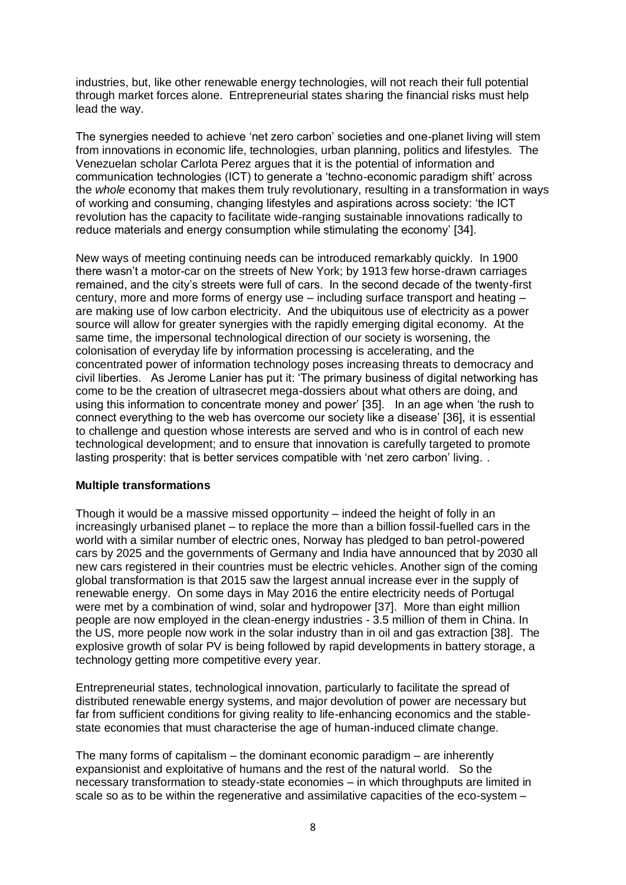industries, but, like other renewable energy technologies, will not reach their full potential through market forces alone. Entrepreneurial states sharing the financial risks must help lead the way.

The synergies needed to achieve 'net zero carbon' societies and one-planet living will stem from innovations in economic life, technologies, urban planning, politics and lifestyles. The Venezuelan scholar Carlota Perez argues that it is the potential of information and communication technologies (ICT) to generate a 'techno-economic paradigm shift' across the *whole* economy that makes them truly revolutionary, resulting in a transformation in ways of working and consuming, changing lifestyles and aspirations across society: 'the ICT revolution has the capacity to facilitate wide-ranging sustainable innovations radically to reduce materials and energy consumption while stimulating the economy' [34].

New ways of meeting continuing needs can be introduced remarkably quickly. In 1900 there wasn't a motor-car on the streets of New York; by 1913 few horse-drawn carriages remained, and the city's streets were full of cars. In the second decade of the twenty-first century, more and more forms of energy use – including surface transport and heating – are making use of low carbon electricity. And the ubiquitous use of electricity as a power source will allow for greater synergies with the rapidly emerging digital economy. At the same time, the impersonal technological direction of our society is worsening, the colonisation of everyday life by information processing is accelerating, and the concentrated power of information technology poses increasing threats to democracy and civil liberties. As Jerome Lanier has put it: 'The primary business of digital networking has come to be the creation of ultrasecret mega-dossiers about what others are doing, and using this information to concentrate money and power' [35]. In an age when 'the rush to connect everything to the web has overcome our society like a disease' [36], it is essential to challenge and question whose interests are served and who is in control of each new technological development; and to ensure that innovation is carefully targeted to promote lasting prosperity: that is better services compatible with 'net zero carbon' living. .

**Multiple transformations**

Though it would be a massive missed opportunity – indeed the height of folly in an increasingly urbanised planet – to replace the more than a billion fossil-fuelled cars in the world with a similar number of electric ones, Norway has pledged to ban petrol-powered cars by 2025 and the governments of Germany and India have announced that by 2030 all new cars registered in their countries must be electric vehicles. Another sign of the coming global transformation is that 2015 saw the largest annual increase ever in the supply of renewable energy. On some days in May 2016 the entire electricity needs of Portugal were met by a combination of wind, solar and hydropower [37]. More than eight million people are now employed in the clean-energy industries - 3.5 million of them in China. In the US, more people now work in the solar industry than in oil and gas extraction [38]. The explosive growth of solar PV is being followed by rapid developments in battery storage, a technology getting more competitive every year.

Entrepreneurial states, technological innovation, particularly to facilitate the spread of distributed renewable energy systems, and major devolution of power are necessary but far from sufficient conditions for giving reality to life-enhancing economics and the stable-state economies that must characterise the age of human-induced climate change.

The many forms of capitalism – the dominant economic paradigm – are inherently expansionist and exploitative of humans and the rest of the natural world. So the necessary transformation to steady-state economies – in which throughputs are limited in scale so as to be within the regenerative and assimilative capacities of the eco-system –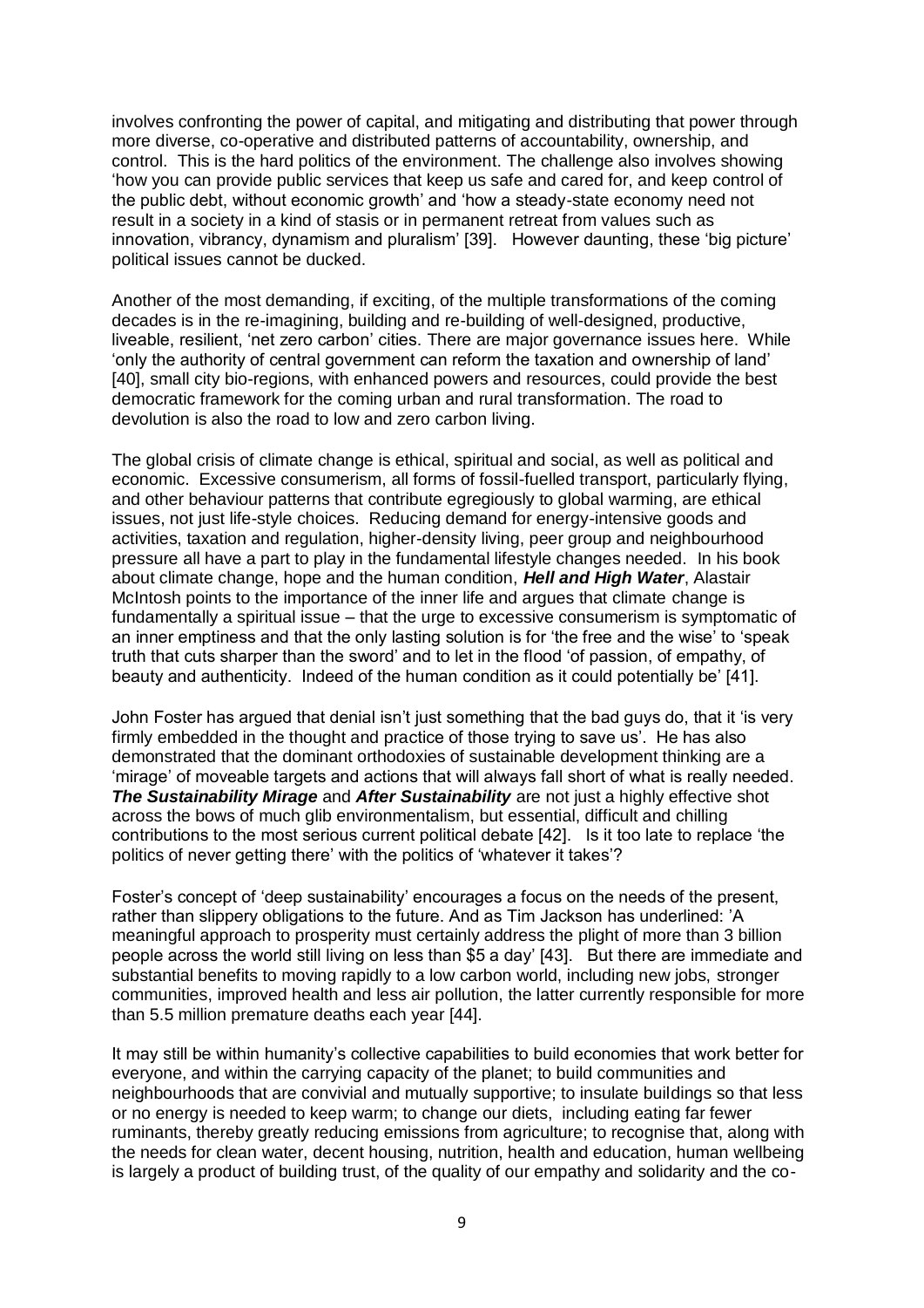involves confronting the power of capital, and mitigating and distributing that power through more diverse, co-operative and distributed patterns of accountability, ownership, and control. This is the hard politics of the environment. The challenge also involves showing 'how you can provide public services that keep us safe and cared for, and keep control of the public debt, without economic growth' and 'how a steady-state economy need not result in a society in a kind of stasis or in permanent retreat from values such as innovation, vibrancy, dynamism and pluralism' [39]. However daunting, these 'big picture' political issues cannot be ducked.

Another of the most demanding, if exciting, of the multiple transformations of the coming decades is in the re-imagining, building and re-building of well-designed, productive, liveable, resilient, 'net zero carbon' cities. There are major governance issues here. While 'only the authority of central government can reform the taxation and ownership of land' [40], small city bio-regions, with enhanced powers and resources, could provide the best democratic framework for the coming urban and rural transformation. The road to devolution is also the road to low and zero carbon living.

The global crisis of climate change is ethical, spiritual and social, as well as political and economic. Excessive consumerism, all forms of fossil-fuelled transport, particularly flying, and other behaviour patterns that contribute egregiously to global warming, are ethical issues, not just life-style choices. Reducing demand for energy-intensive goods and activities, taxation and regulation, higher-density living, peer group and neighbourhood pressure all have a part to play in the fundamental lifestyle changes needed. In his book about climate change, hope and the human condition, ***Hell and High Water***, Alastair McIntosh points to the importance of the inner life and argues that climate change is fundamentally a spiritual issue – that the urge to excessive consumerism is symptomatic of an inner emptiness and that the only lasting solution is for 'the free and the wise' to 'speak truth that cuts sharper than the sword' and to let in the flood 'of passion, of empathy, of beauty and authenticity. Indeed of the human condition as it could potentially be' [41].

John Foster has argued that denial isn't just something that the bad guys do, that it 'is very firmly embedded in the thought and practice of those trying to save us'. He has also demonstrated that the dominant orthodoxies of sustainable development thinking are a 'mirage' of moveable targets and actions that will always fall short of what is really needed. ***The Sustainability Mirage*** and ***After Sustainability*** are not just a highly effective shot across the bows of much glib environmentalism, but essential, difficult and chilling contributions to the most serious current political debate [42]. Is it too late to replace 'the politics of never getting there' with the politics of 'whatever it takes'?

Foster's concept of 'deep sustainability' encourages a focus on the needs of the present, rather than slippery obligations to the future. And as Tim Jackson has underlined: 'A meaningful approach to prosperity must certainly address the plight of more than 3 billion people across the world still living on less than $5 a day' [43]. But there are immediate and substantial benefits to moving rapidly to a low carbon world, including new jobs, stronger communities, improved health and less air pollution, the latter currently responsible for more than 5.5 million premature deaths each year [44].

It may still be within humanity's collective capabilities to build economies that work better for everyone, and within the carrying capacity of the planet; to build communities and neighbourhoods that are convivial and mutually supportive; to insulate buildings so that less or no energy is needed to keep warm; to change our diets, including eating far fewer ruminants, thereby greatly reducing emissions from agriculture; to recognise that, along with the needs for clean water, decent housing, nutrition, health and education, human wellbeing is largely a product of building trust, of the quality of our empathy and solidarity and the co-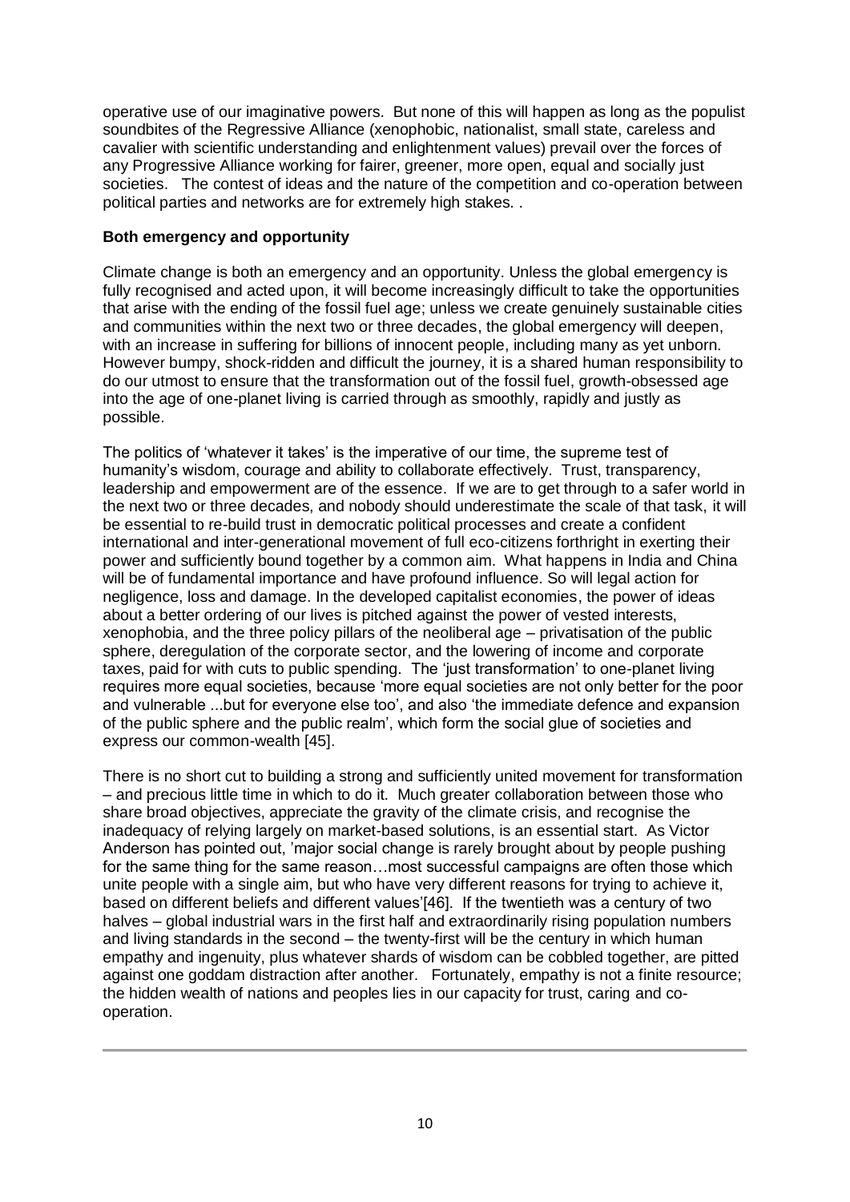operative use of our imaginative powers. But none of this will happen as long as the populist soundbites of the Regressive Alliance (xenophobic, nationalist, small state, careless and cavalier with scientific understanding and enlightenment values) prevail over the forces of any Progressive Alliance working for fairer, greener, more open, equal and socially just societies. The contest of ideas and the nature of the competition and co-operation between political parties and networks are for extremely high stakes. .

**Both emergency and opportunity**

Climate change is both an emergency and an opportunity. Unless the global emergency is fully recognised and acted upon, it will become increasingly difficult to take the opportunities that arise with the ending of the fossil fuel age; unless we create genuinely sustainable cities and communities within the next two or three decades, the global emergency will deepen, with an increase in suffering for billions of innocent people, including many as yet unborn. However bumpy, shock-ridden and difficult the journey, it is a shared human responsibility to do our utmost to ensure that the transformation out of the fossil fuel, growth-obsessed age into the age of one-planet living is carried through as smoothly, rapidly and justly as possible.

The politics of 'whatever it takes' is the imperative of our time, the supreme test of humanity's wisdom, courage and ability to collaborate effectively. Trust, transparency, leadership and empowerment are of the essence. If we are to get through to a safer world in the next two or three decades, and nobody should underestimate the scale of that task, it will be essential to re-build trust in democratic political processes and create a confident international and inter-generational movement of full eco-citizens forthright in exerting their power and sufficiently bound together by a common aim. What happens in India and China will be of fundamental importance and have profound influence. So will legal action for negligence, loss and damage. In the developed capitalist economies, the power of ideas about a better ordering of our lives is pitched against the power of vested interests, xenophobia, and the three policy pillars of the neoliberal age – privatisation of the public sphere, deregulation of the corporate sector, and the lowering of income and corporate taxes, paid for with cuts to public spending. The 'just transformation' to one-planet living requires more equal societies, because 'more equal societies are not only better for the poor and vulnerable ...but for everyone else too', and also 'the immediate defence and expansion of the public sphere and the public realm', which form the social glue of societies and express our common-wealth [45].

There is no short cut to building a strong and sufficiently united movement for transformation – and precious little time in which to do it. Much greater collaboration between those who share broad objectives, appreciate the gravity of the climate crisis, and recognise the inadequacy of relying largely on market-based solutions, is an essential start. As Victor Anderson has pointed out, 'major social change is rarely brought about by people pushing for the same thing for the same reason…most successful campaigns are often those which unite people with a single aim, but who have very different reasons for trying to achieve it, based on different beliefs and different values'[46]. If the twentieth was a century of two halves – global industrial wars in the first half and extraordinarily rising population numbers and living standards in the second – the twenty-first will be the century in which human empathy and ingenuity, plus whatever shards of wisdom can be cobbled together, are pitted against one goddam distraction after another. Fortunately, empathy is not a finite resource; the hidden wealth of nations and peoples lies in our capacity for trust, caring and co-operation.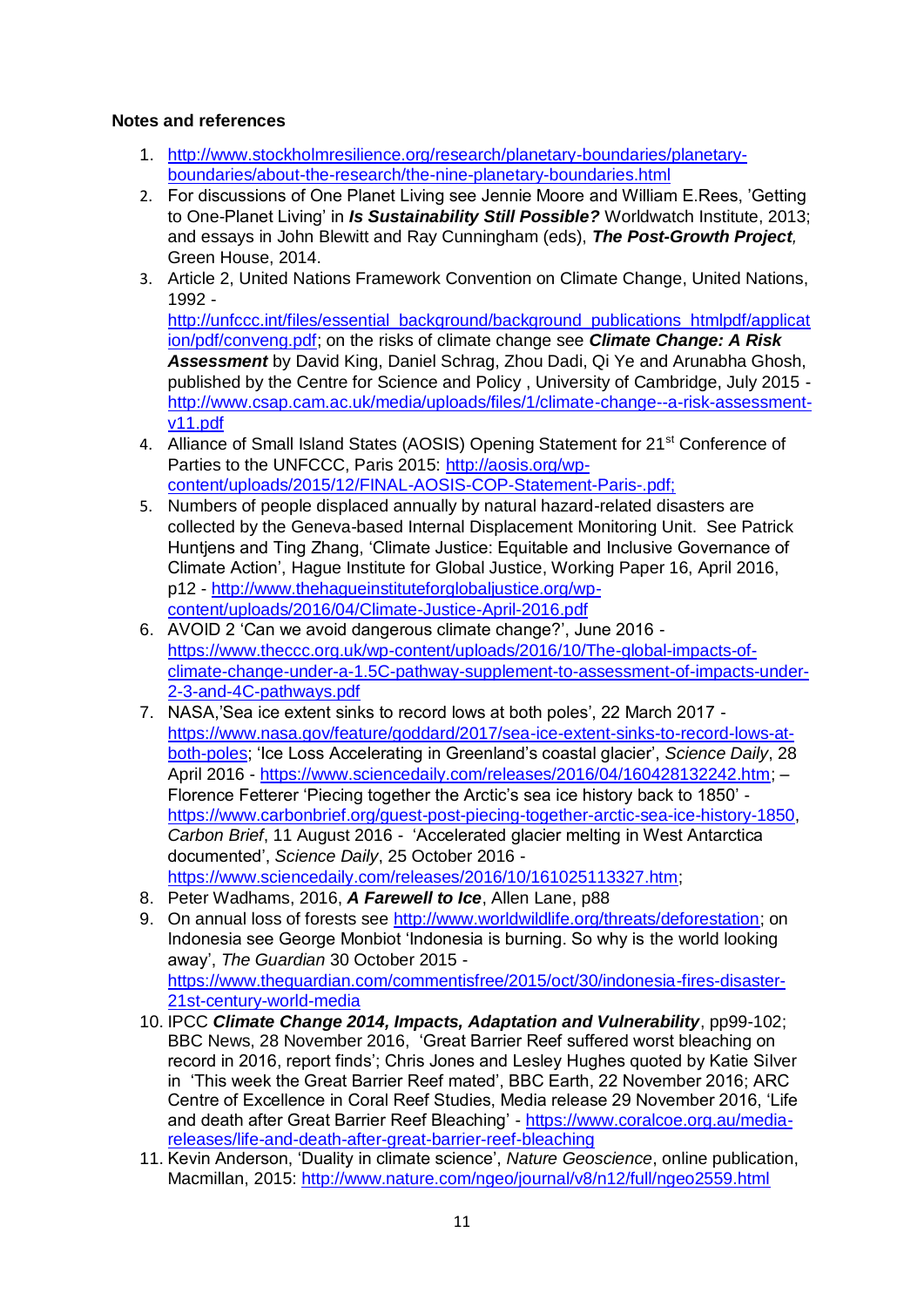**Notes and references**

1. http://www.stockholmresilience.org/research/planetary-boundaries/planetary-boundaries/about-the-research/the-nine-planetary-boundaries.html
2. For discussions of One Planet Living see Jennie Moore and William E.Rees, 'Getting to One-Planet Living' in ***Is Sustainability Still Possible?*** Worldwatch Institute, 2013; and essays in John Blewitt and Ray Cunningham (eds), ***The Post-Growth Project,*** Green House, 2014.
3. Article 2, United Nations Framework Convention on Climate Change, United Nations, 1992 - http://unfccc.int/files/essential_background/background_publications_htmlpdf/application/pdf/conveng.pdf; on the risks of climate change see ***Climate Change: A Risk Assessment*** by David King, Daniel Schrag, Zhou Dadi, Qi Ye and Arunabha Ghosh, published by the Centre for Science and Policy , University of Cambridge, July 2015 - http://www.csap.cam.ac.uk/media/uploads/files/1/climate-change--a-risk-assessment-v11.pdf
4. Alliance of Small Island States (AOSIS) Opening Statement for 21st Conference of Parties to the UNFCC, Paris 2015: http://aosis.org/wp-content/uploads/2015/12/FINAL-AOSIS-COP-Statement-Paris-.pdf;
5. Numbers of people displaced annually by natural hazard-related disasters are collected by the Geneva-based Internal Displacement Monitoring Unit. See Patrick Huntjens and Ting Zhang, 'Climate Justice: Equitable and Inclusive Governance of Climate Action', Hague Institute for Global Justice, Working Paper 16, April 2016, p12 - http://www.thehagueinstituteforglobaljustice.org/wp-content/uploads/2016/04/Climate-Justice-April-2016.pdf
6. AVOID 2 'Can we avoid dangerous climate change?', June 2016 - https://www.theccc.org.uk/wp-content/uploads/2016/10/The-global-impacts-of-climate-change-under-a-1.5C-pathway-supplement-to-assessment-of-impacts-under-2-3-and-4C-pathways.pdf
7. NASA,'Sea ice extent sinks to record lows at both poles', 22 March 2017 - https://www.nasa.gov/feature/goddard/2017/sea-ice-extent-sinks-to-record-lows-at-both-poles; 'Ice Loss Accelerating in Greenland's coastal glacier', *Science Daily*, 28 April 2016 - https://www.sciencedaily.com/releases/2016/04/160428132242.htm; – Florence Fetterer 'Piecing together the Arctic's sea ice history back to 1850' - https://www.carbonbrief.org/guest-post-piecing-together-arctic-sea-ice-history-1850, *Carbon Brief*, 11 August 2016 - 'Accelerated glacier melting in West Antarctica documented', *Science Daily*, 25 October 2016 - https://www.sciencedaily.com/releases/2016/10/161025113327.htm;
8. Peter Wadhams, 2016, ***A Farewell to Ice***, Allen Lane, p88
9. On annual loss of forests see http://www.worldwildlife.org/threats/deforestation; on Indonesia see George Monbiot 'Indonesia is burning. So why is the world looking away', *The Guardian* 30 October 2015 - https://www.theguardian.com/commentisfree/2015/oct/30/indonesia-fires-disaster-21st-century-world-media
10. IPCC ***Climate Change 2014, Impacts, Adaptation and Vulnerability***, pp99-102; BBC News, 28 November 2016, 'Great Barrier Reef suffered worst bleaching on record in 2016, report finds'; Chris Jones and Lesley Hughes quoted by Katie Silver in 'This week the Great Barrier Reef mated', BBC Earth, 22 November 2016; ARC Centre of Excellence in Coral Reef Studies, Media release 29 November 2016, 'Life and death after Great Barrier Reef Bleaching' - https://www.coralcoe.org.au/media-releases/life-and-death-after-great-barrier-reef-bleaching
11. Kevin Anderson, 'Duality in climate science', *Nature Geoscience*, online publication, Macmillan, 2015: http://www.nature.com/ngeo/journal/v8/n12/full/ngeo2559.html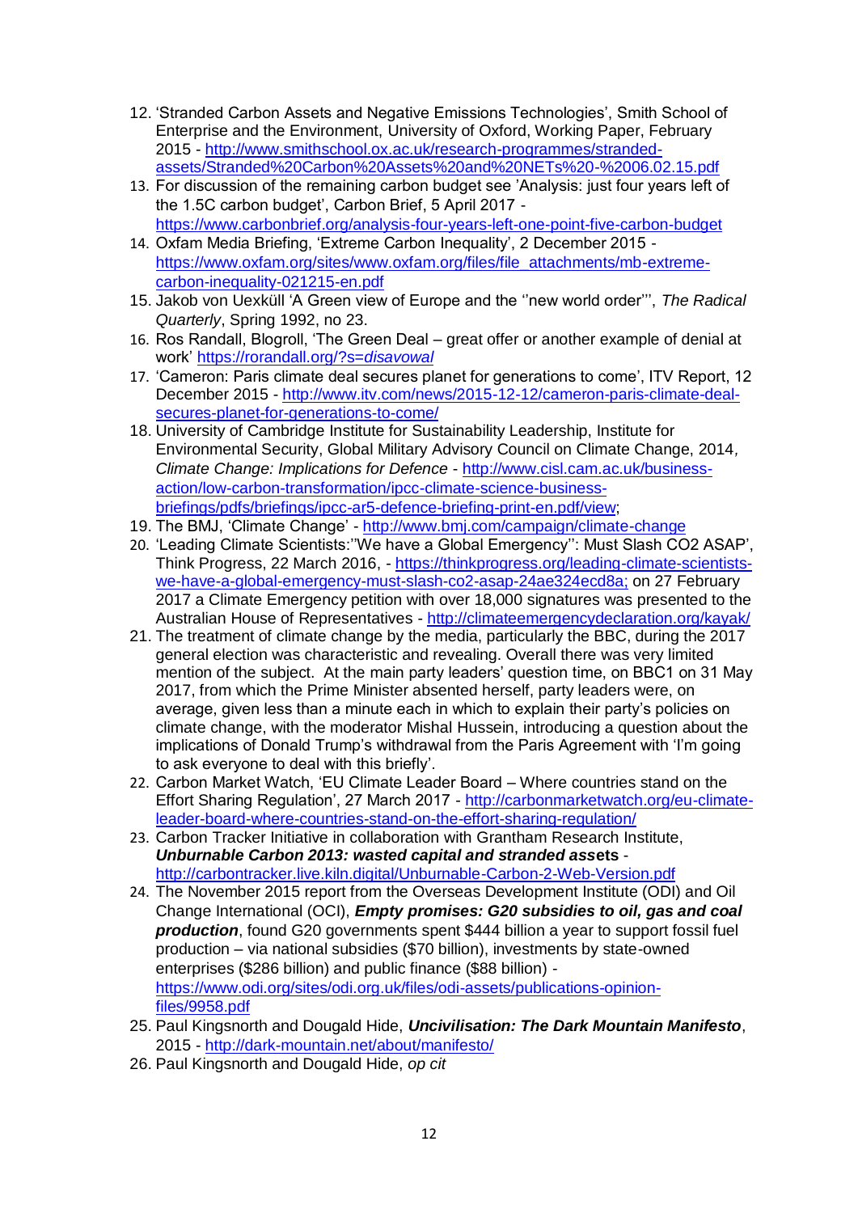12. 'Stranded Carbon Assets and Negative Emissions Technologies', Smith School of Enterprise and the Environment, University of Oxford, Working Paper, February 2015 - http://www.smithschool.ox.ac.uk/research-programmes/stranded-assets/Stranded%20Carbon%20Assets%20and%20NETs%20-%2006.02.15.pdf
13. For discussion of the remaining carbon budget see 'Analysis: just four years left of the 1.5C carbon budget', Carbon Brief, 5 April 2017 - https://www.carbonbrief.org/analysis-four-years-left-one-point-five-carbon-budget
14. Oxfam Media Briefing, 'Extreme Carbon Inequality', 2 December 2015 - https://www.oxfam.org/sites/www.oxfam.org/files/file_attachments/mb-extreme-carbon-inequality-021215-en.pdf
15. Jakob von Uexküll 'A Green view of Europe and the ''new world order''', *The Radical Quarterly*, Spring 1992, no 23.
16. Ros Randall, Blogroll, 'The Green Deal – great offer or another example of denial at work' https://rorandall.org/?s=*disavowal*
17. 'Cameron: Paris climate deal secures planet for generations to come', ITV Report, 12 December 2015 - http://www.itv.com/news/2015-12-12/cameron-paris-climate-deal-secures-planet-for-generations-to-come/
18. University of Cambridge Institute for Sustainability Leadership, Institute for Environmental Security, Global Military Advisory Council on Climate Change, 2014, *Climate Change: Implications for Defence* - http://www.cisl.cam.ac.uk/business-action/low-carbon-transformation/ipcc-climate-science-business-briefings/pdfs/briefings/ipcc-ar5-defence-briefing-print-en.pdf/view;
19. The BMJ, 'Climate Change' - http://www.bmj.com/campaign/climate-change
20. 'Leading Climate Scientists:''We have a Global Emergency'': Must Slash CO2 ASAP', Think Progress, 22 March 2016, - https://thinkprogress.org/leading-climate-scientists-we-have-a-global-emergency-must-slash-co2-asap-24ae324ecd8a; on 27 February 2017 a Climate Emergency petition with over 18,000 signatures was presented to the Australian House of Representatives - http://climateemergencydeclaration.org/kayak/
21. The treatment of climate change by the media, particularly the BBC, during the 2017 general election was characteristic and revealing. Overall there was very limited mention of the subject. At the main party leaders' question time, on BBC1 on 31 May 2017, from which the Prime Minister absented herself, party leaders were, on average, given less than a minute each in which to explain their party's policies on climate change, with the moderator Mishal Hussein, introducing a question about the implications of Donald Trump's withdrawal from the Paris Agreement with 'I'm going to ask everyone to deal with this briefly'.
22. Carbon Market Watch, 'EU Climate Leader Board – Where countries stand on the Effort Sharing Regulation', 27 March 2017 - http://carbonmarketwatch.org/eu-climate-leader-board-where-countries-stand-on-the-effort-sharing-regulation/
23. Carbon Tracker Initiative in collaboration with Grantham Research Institute, ***Unburnable Carbon 2013: wasted capital and stranded assets*** - http://carbontracker.live.kiln.digital/Unburnable-Carbon-2-Web-Version.pdf
24. The November 2015 report from the Overseas Development Institute (ODI) and Oil Change International (OCI), ***Empty promises: G20 subsidies to oil, gas and coal production***, found G20 governments spent $444 billion a year to support fossil fuel production – via national subsidies ($70 billion), investments by state-owned enterprises ($286 billion) and public finance ($88 billion) - https://www.odi.org/sites/odi.org.uk/files/odi-assets/publications-opinion-files/9958.pdf
25. Paul Kingsnorth and Dougald Hide, ***Uncivilisation: The Dark Mountain Manifesto***, 2015 - http://dark-mountain.net/about/manifesto/
26. Paul Kingsnorth and Dougald Hide, *op cit*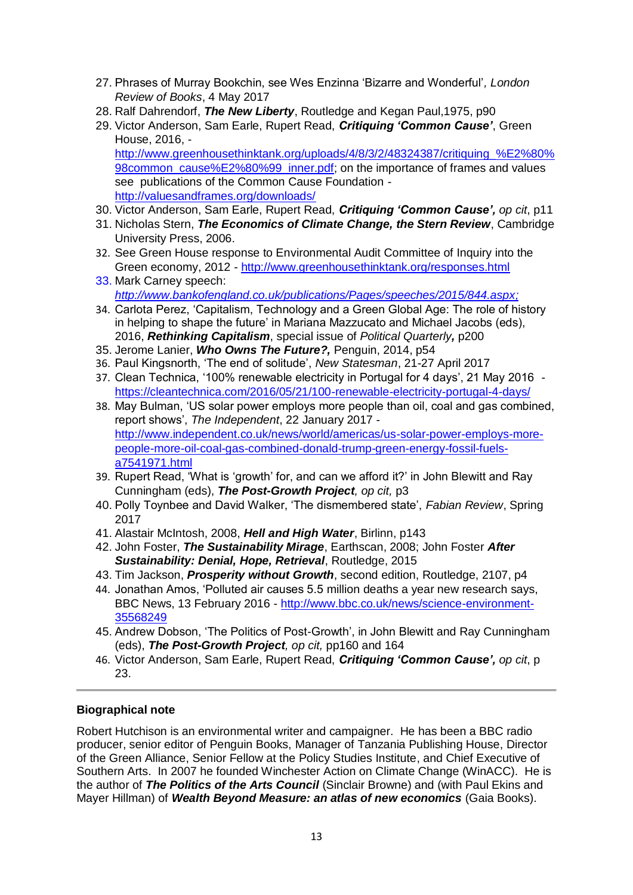27. Phrases of Murray Bookchin, see Wes Enzinna 'Bizarre and Wonderful', *London Review of Books*, 4 May 2017
28. Ralf Dahrendorf, ***The New Liberty***, Routledge and Kegan Paul,1975, p90
29. Victor Anderson, Sam Earle, Rupert Read, ***Critiquing 'Common Cause'***, Green House, 2016, - http://www.greenhousethinktank.org/uploads/4/8/3/2/48324387/critiquing_%E2%80%98common_cause%E2%80%99_inner.pdf; on the importance of frames and values see publications of the Common Cause Foundation - http://valuesandframes.org/downloads/
30. Victor Anderson, Sam Earle, Rupert Read, ***Critiquing 'Common Cause',*** *op cit*, p11
31. Nicholas Stern, ***The Economics of Climate Change, the Stern Review***, Cambridge University Press, 2006.
32. See Green House response to Environmental Audit Committee of Inquiry into the Green economy, 2012 - http://www.greenhousethinktank.org/responses.html
33. Mark Carney speech: *http://www.bankofengland.co.uk/publications/Pages/speeches/2015/844.aspx;*
34. Carlota Perez, 'Capitalism, Technology and a Green Global Age: The role of history in helping to shape the future' in Mariana Mazzucato and Michael Jacobs (eds), 2016, ***Rethinking Capitalism***, special issue of *Political Quarterly**,*** p200
35. Jerome Lanier, ***Who Owns The Future?,*** Penguin, 2014, p54
36. Paul Kingsnorth, 'The end of solitude', *New Statesman*, 21-27 April 2017
37. Clean Technica, '100% renewable electricity in Portugal for 4 days', 21 May 2016 - https://cleantechnica.com/2016/05/21/100-renewable-electricity-portugal-4-days/
38. May Bulman, 'US solar power employs more people than oil, coal and gas combined, report shows', *The Independent*, 22 January 2017 - http://www.independent.co.uk/news/world/americas/us-solar-power-employs-more-people-more-oil-coal-gas-combined-donald-trump-green-energy-fossil-fuels-a7541971.html
39. Rupert Read, 'What is 'growth' for, and can we afford it?' in John Blewitt and Ray Cunningham (eds), ***The Post-Growth Project****, op cit,* p3
40. Polly Toynbee and David Walker, 'The dismembered state', *Fabian Review*, Spring 2017
41. Alastair McIntosh, 2008, ***Hell and High Water***, Birlinn, p143
42. John Foster, ***The Sustainability Mirage***, Earthscan, 2008; John Foster ***After Sustainability: Denial, Hope, Retrieval***, Routledge, 2015
43. Tim Jackson, ***Prosperity without Growth***, second edition, Routledge, 2107, p4
44. Jonathan Amos, 'Polluted air causes 5.5 million deaths a year new research says, BBC News, 13 February 2016 - http://www.bbc.co.uk/news/science-environment-35568249
45. Andrew Dobson, 'The Politics of Post-Growth', in John Blewitt and Ray Cunningham (eds), ***The Post-Growth Project****, op cit,* pp160 and 164
46. Victor Anderson, Sam Earle, Rupert Read, ***Critiquing 'Common Cause',*** *op cit*, p 23.

---

**Biographical note**

Robert Hutchison is an environmental writer and campaigner. He has been a BBC radio producer, senior editor of Penguin Books, Manager of Tanzania Publishing House, Director of the Green Alliance, Senior Fellow at the Policy Studies Institute, and Chief Executive of Southern Arts. In 2007 he founded Winchester Action on Climate Change (WinACC). He is the author of ***The Politics of the Arts Council*** (Sinclair Browne) and (with Paul Ekins and Mayer Hillman) of ***Wealth Beyond Measure: an atlas of new economics*** (Gaia Books).